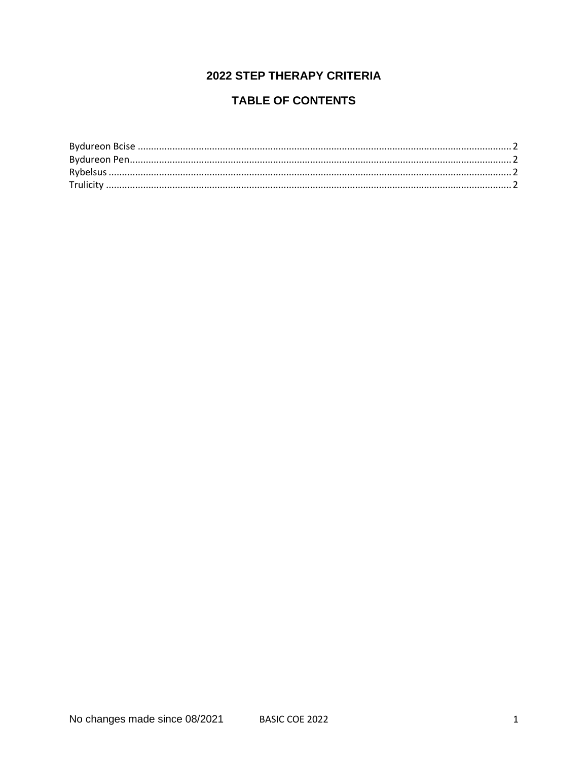# 2022 STEP THERAPY CRITERIA

## TABLE OF CONTENTS

Bydureon Bcise ........................................................................ 2
Bydureon Pen.......................................................................... 2
Rybelsus ................................................................................ 2
Trulicity ................................................................................. 2

No changes made since 08/2021 BASIC COE 2022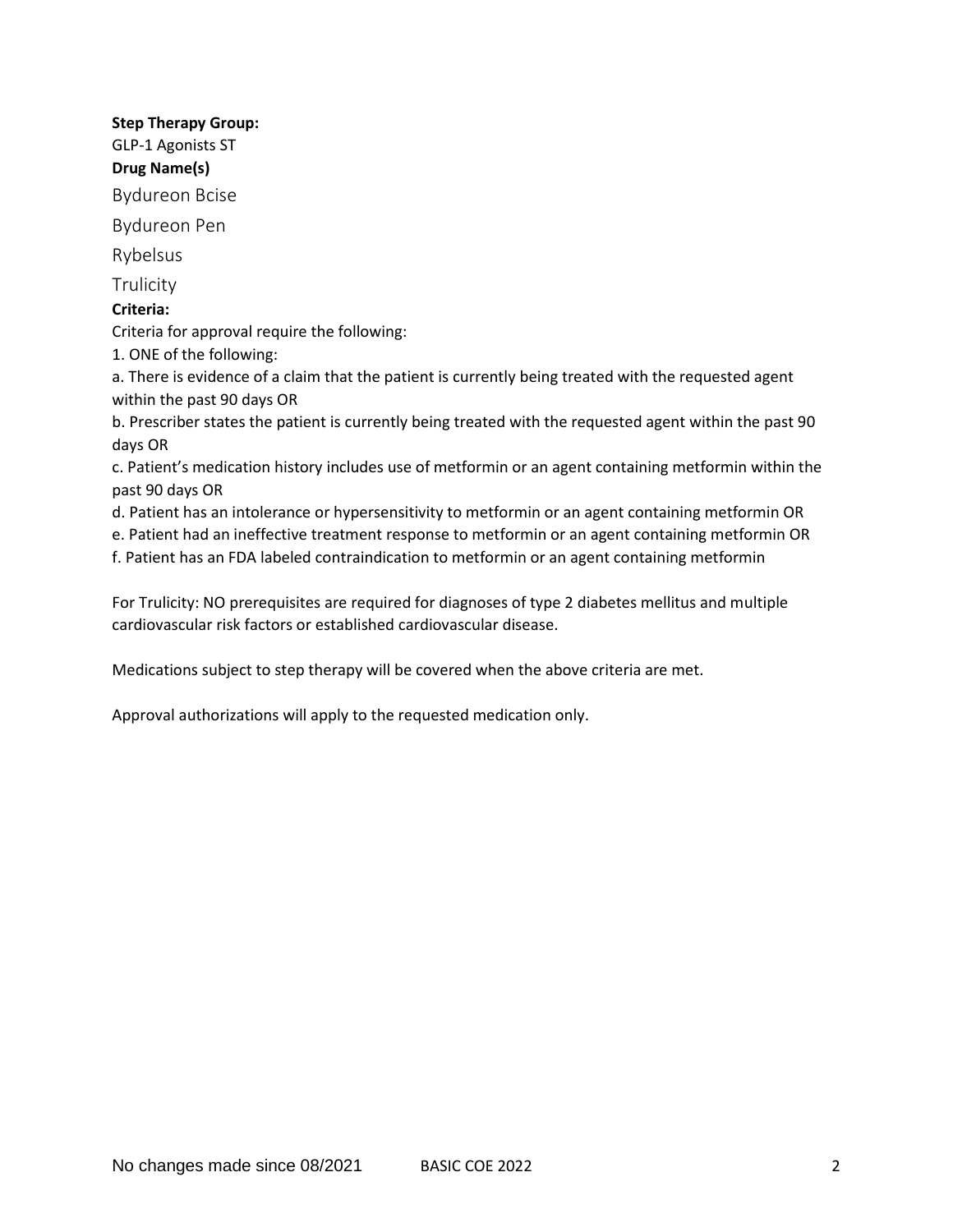**Step Therapy Group:**

GLP-1 Agonists ST

**Drug Name(s)**

Bydureon Bcise

Bydureon Pen

Rybelsus

Trulicity

**Criteria:**

Criteria for approval require the following:

1. ONE of the following:

a. There is evidence of a claim that the patient is currently being treated with the requested agent within the past 90 days OR

b. Prescriber states the patient is currently being treated with the requested agent within the past 90 days OR

c. Patient's medication history includes use of metformin or an agent containing metformin within the past 90 days OR

d. Patient has an intolerance or hypersensitivity to metformin or an agent containing metformin OR

e. Patient had an ineffective treatment response to metformin or an agent containing metformin OR

f. Patient has an FDA labeled contraindication to metformin or an agent containing metformin

For Trulicity: NO prerequisites are required for diagnoses of type 2 diabetes mellitus and multiple cardiovascular risk factors or established cardiovascular disease.

Medications subject to step therapy will be covered when the above criteria are met.

Approval authorizations will apply to the requested medication only.

No changes made since 08/2021 BASIC COE 2022